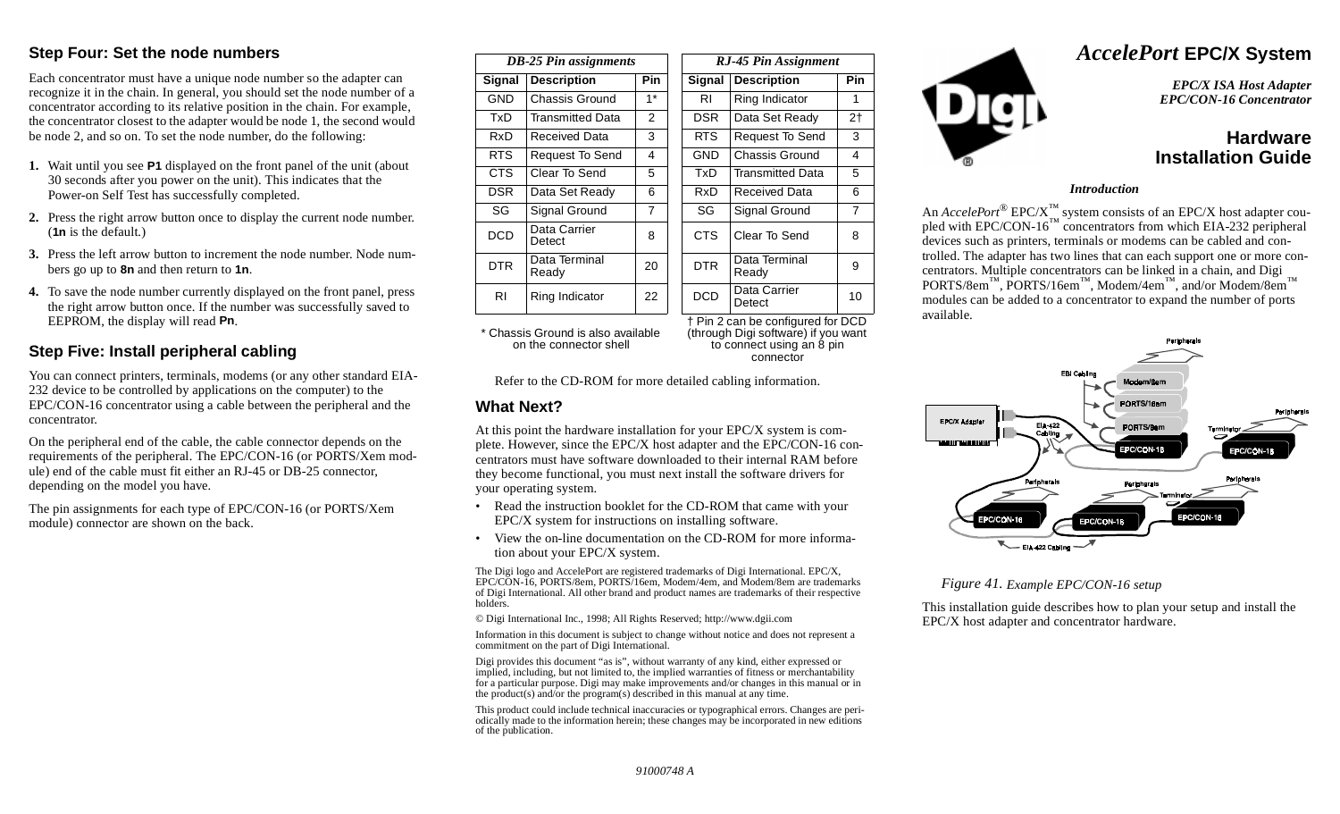## Step Four: Set the node numbers

Each concentrator must have a unique node number so the adapter can recognize it in the chain. In general, you should set the node number of a concentrator according to its relative position in the chain. For example, the concentrator closest to the adapter would be node 1, the second would be node 2, and so on. To set the node number, do the following:

1. Wait until you see **P1** displayed on the front panel of the unit (about 30 seconds after you power on the unit). This indicates that the Power-on Self Test has successfully completed.
2. Press the right arrow button once to display the current node number. (**1n** is the default.)
3. Press the left arrow button to increment the node number. Node numbers go up to **8n** and then return to **1n**.
4. To save the node number currently displayed on the front panel, press the right arrow button once. If the number was successfully saved to EEPROM, the display will read **Pn**.

## Step Five: Install peripheral cabling

You can connect printers, terminals, modems (or any other standard EIA-232 device to be controlled by applications on the computer) to the EPC/CON-16 concentrator using a cable between the peripheral and the concentrator.

On the peripheral end of the cable, the cable connector depends on the requirements of the peripheral. The EPC/CON-16 (or PORTS/Xem module) end of the cable must fit either an RJ-45 or DB-25 connector, depending on the model you have.

The pin assignments for each type of EPC/CON-16 (or PORTS/Xem module) connector are shown on the back.

*DB-25 Pin assignments*

| Signal | Description | Pin |
|---|---|---|
| GND | Chassis Ground | 1* |
| TxD | Transmitted Data | 2 |
| RxD | Received Data | 3 |
| RTS | Request To Send | 4 |
| CTS | Clear To Send | 5 |
| DSR | Data Set Ready | 6 |
| SG | Signal Ground | 7 |
| DCD | Data Carrier Detect | 8 |
| DTR | Data Terminal Ready | 20 |
| RI | Ring Indicator | 22 |

\* Chassis Ground is also available on the connector shell

*RJ-45 Pin Assignment*

| Signal | Description | Pin |
|---|---|---|
| RI | Ring Indicator | 1 |
| DSR | Data Set Ready | 2† |
| RTS | Request To Send | 3 |
| GND | Chassis Ground | 4 |
| TxD | Transmitted Data | 5 |
| RxD | Received Data | 6 |
| SG | Signal Ground | 7 |
| CTS | Clear To Send | 8 |
| DTR | Data Terminal Ready | 9 |
| DCD | Data Carrier Detect | 10 |

† Pin 2 can be configured for DCD (through Digi software) if you want to connect using an 8 pin connector

Refer to the CD-ROM for more detailed cabling information.

## What Next?

At this point the hardware installation for your EPC/X system is complete. However, since the EPC/X host adapter and the EPC/CON-16 concentrators must have software downloaded to their internal RAM before they become functional, you must next install the software drivers for your operating system.

- Read the instruction booklet for the CD-ROM that came with your EPC/X system for instructions on installing software.
- View the on-line documentation on the CD-ROM for more information about your EPC/X system.

The Digi logo and AccelePort are registered trademarks of Digi International. EPC/X, EPC/CON-16, PORTS/8em, PORTS/16em, Modem/4em, and Modem/8em are trademarks of Digi International. All other brand and product names are trademarks of their respective holders.

© Digi International Inc., 1998; All Rights Reserved; http://www.dgii.com

Information in this document is subject to change without notice and does not represent a commitment on the part of Digi International.

Digi provides this document "as is", without warranty of any kind, either expressed or implied, including, but not limited to, the implied warranties of fitness or merchantability for a particular purpose. Digi may make improvements and/or changes in this manual or in the product(s) and/or the program(s) described in this manual at any time.

This product could include technical inaccuracies or typographical errors. Changes are periodically made to the information herein; these changes may be incorporated in new editions of the publication.

91000748 A

# *AccelePort* EPC/X System

***EPC/X ISA Host Adapter***
***EPC/CON-16 Concentrator***

## Hardware Installation Guide

### *Introduction*

An *AccelePort*® EPC/X™ system consists of an EPC/X host adapter coupled with EPC/CON-16™ concentrators from which EIA-232 peripheral devices such as printers, terminals or modems can be cabled and controlled. The adapter has two lines that can each support one or more concentrators. Multiple concentrators can be linked in a chain, and Digi PORTS/8em™, PORTS/16em™, Modem/4em™, and/or Modem/8em™ modules can be added to a concentrator to expand the number of ports available.

Peripherals
EBI Cabling
Modem/8em
PORTS/16em
Peripherals
EPC/X Adapter
EIA-422 Cabling
PORTS/8em
Terminator
EPC/CON-16
EPC/CON-16
Peripherals
Peripherals
Peripherals
Terminator
EPC/CON-16
EPC/CON-16
EPC/CON-16
EIA-422 Cabling

*Figure 41. Example EPC/CON-16 setup*

This installation guide describes how to plan your setup and install the EPC/X host adapter and concentrator hardware.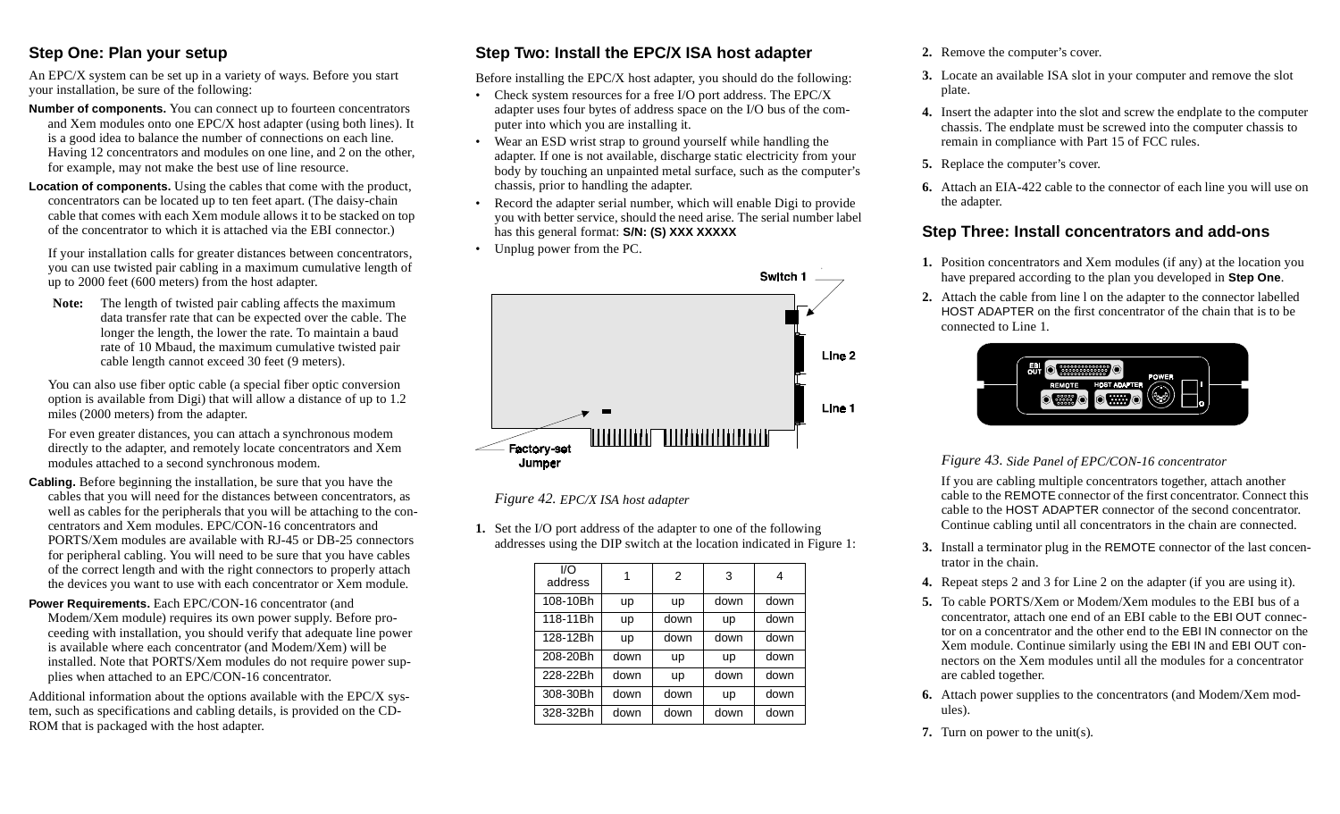## Step One: Plan your setup

An EPC/X system can be set up in a variety of ways. Before you start your installation, be sure of the following:

**Number of components.** You can connect up to fourteen concentrators and Xem modules onto one EPC/X host adapter (using both lines). It is a good idea to balance the number of connections on each line. Having 12 concentrators and modules on one line, and 2 on the other, for example, may not make the best use of line resource.

**Location of components.** Using the cables that come with the product, concentrators can be located up to ten feet apart. (The daisy-chain cable that comes with each Xem module allows it to be stacked on top of the concentrator to which it is attached via the EBI connector.)

If your installation calls for greater distances between concentrators, you can use twisted pair cabling in a maximum cumulative length of up to 2000 feet (600 meters) from the host adapter.

**Note:** The length of twisted pair cabling affects the maximum data transfer rate that can be expected over the cable. The longer the length, the lower the rate. To maintain a baud rate of 10 Mbaud, the maximum cumulative twisted pair cable length cannot exceed 30 feet (9 meters).

You can also use fiber optic cable (a special fiber optic conversion option is available from Digi) that will allow a distance of up to 1.2 miles (2000 meters) from the adapter.

For even greater distances, you can attach a synchronous modem directly to the adapter, and remotely locate concentrators and Xem modules attached to a second synchronous modem.

**Cabling.** Before beginning the installation, be sure that you have the cables that you will need for the distances between concentrators, as well as cables for the peripherals that you will be attaching to the concentrators and Xem modules. EPC/CON-16 concentrators and PORTS/Xem modules are available with RJ-45 or DB-25 connectors for peripheral cabling. You will need to be sure that you have cables of the correct length and with the right connectors to properly attach the devices you want to use with each concentrator or Xem module.

**Power Requirements.** Each EPC/CON-16 concentrator (and Modem/Xem module) requires its own power supply. Before proceeding with installation, you should verify that adequate line power is available where each concentrator (and Modem/Xem) will be installed. Note that PORTS/Xem modules do not require power supplies when attached to an EPC/CON-16 concentrator.

Additional information about the options available with the EPC/X system, such as specifications and cabling details, is provided on the CD-ROM that is packaged with the host adapter.

## Step Two: Install the EPC/X ISA host adapter

Before installing the EPC/X host adapter, you should do the following:

- Check system resources for a free I/O port address. The EPC/X adapter uses four bytes of address space on the I/O bus of the computer into which you are installing it.
- Wear an ESD wrist strap to ground yourself while handling the adapter. If one is not available, discharge static electricity from your body by touching an unpainted metal surface, such as the computer's chassis, prior to handling the adapter.
- Record the adapter serial number, which will enable Digi to provide you with better service, should the need arise. The serial number label has this general format: **S/N: (S) XXX XXXXX**
- Unplug power from the PC.

Switch 1

Line 2

Line 1

Factory-set Jumper

*Figure 42. EPC/X ISA host adapter*

1. Set the I/O port address of the adapter to one of the following addresses using the DIP switch at the location indicated in Figure 1:

| I/O address | 1 | 2 | 3 | 4 |
|---|---|---|---|---|
| 108-10Bh | up | up | down | down |
| 118-11Bh | up | down | up | down |
| 128-12Bh | up | down | down | down |
| 208-20Bh | down | up | up | down |
| 228-22Bh | down | up | down | down |
| 308-30Bh | down | down | up | down |
| 328-32Bh | down | down | down | down |

2. Remove the computer's cover.
3. Locate an available ISA slot in your computer and remove the slot plate.
4. Insert the adapter into the slot and screw the endplate to the computer chassis. The endplate must be screwed into the computer chassis to remain in compliance with Part 15 of FCC rules.
5. Replace the computer's cover.
6. Attach an EIA-422 cable to the connector of each line you will use on the adapter.

## Step Three: Install concentrators and add-ons

1. Position concentrators and Xem modules (if any) at the location you have prepared according to the plan you developed in **Step One**.
2. Attach the cable from line l on the adapter to the connector labelled HOST ADAPTER on the first concentrator of the chain that is to be connected to Line 1.

EBI OUT

REMOTE

HOST ADAPTER

POWER

*Figure 43. Side Panel of EPC/CON-16 concentrator*

If you are cabling multiple concentrators together, attach another cable to the REMOTE connector of the first concentrator. Connect this cable to the HOST ADAPTER connector of the second concentrator. Continue cabling until all concentrators in the chain are connected.

3. Install a terminator plug in the REMOTE connector of the last concentrator in the chain.
4. Repeat steps 2 and 3 for Line 2 on the adapter (if you are using it).
5. To cable PORTS/Xem or Modem/Xem modules to the EBI bus of a concentrator, attach one end of an EBI cable to the EBI OUT connector on a concentrator and the other end to the EBI IN connector on the Xem module. Continue similarly using the EBI IN and EBI OUT connectors on the Xem modules until all the modules for a concentrator are cabled together.
6. Attach power supplies to the concentrators (and Modem/Xem modules).
7. Turn on power to the unit(s).